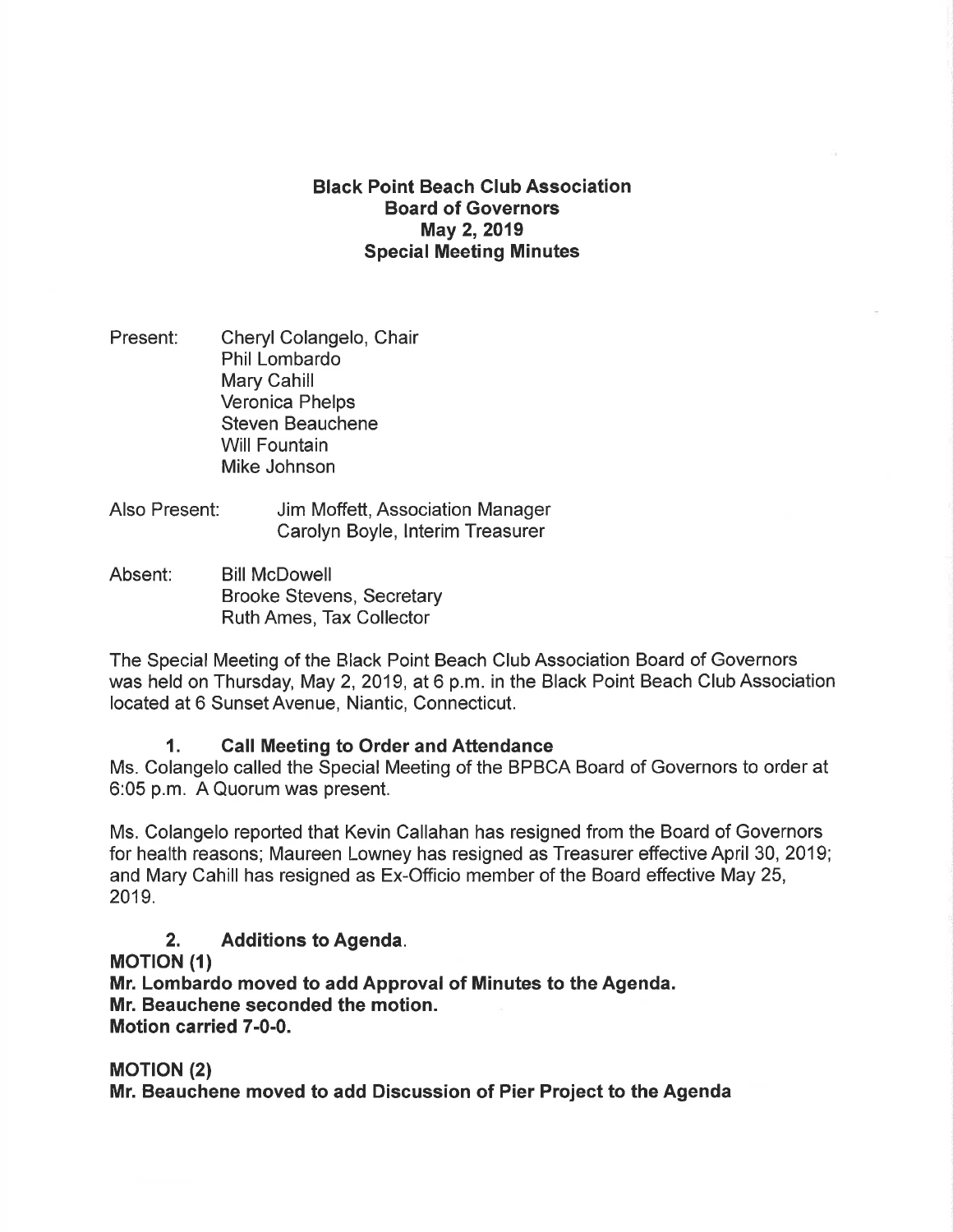# Black Point Beach Club Association
## Board of Governors
## May 2, 2019
## Special Meeting Minutes

Present: Cheryl Colangelo, Chair
Phil Lombardo
Mary Cahill
Veronica Phelps
Steven Beauchene
Will Fountain
Mike Johnson

Also Present: Jim Moffett, Association Manager
Carolyn Boyle, Interim Treasurer

Absent: Bill McDowell
Brooke Stevens, Secretary
Ruth Ames, Tax Collector

The Special Meeting of the Black Point Beach Club Association Board of Governors was held on Thursday, May 2, 2019, at 6 p.m. in the Black Point Beach Club Association located at 6 Sunset Avenue, Niantic, Connecticut.

### 1. Call Meeting to Order and Attendance

Ms. Colangelo called the Special Meeting of the BPBCA Board of Governors to order at 6:05 p.m. A Quorum was present.

Ms. Colangelo reported that Kevin Callahan has resigned from the Board of Governors for health reasons; Maureen Lowney has resigned as Treasurer effective April 30, 2019; and Mary Cahill has resigned as Ex-Officio member of the Board effective May 25, 2019.

### 2. Additions to Agenda.

**MOTION (1)**
**Mr. Lombardo moved to add Approval of Minutes to the Agenda.**
**Mr. Beauchene seconded the motion.**
**Motion carried 7-0-0.**

**MOTION (2)**
**Mr. Beauchene moved to add Discussion of Pier Project to the Agenda**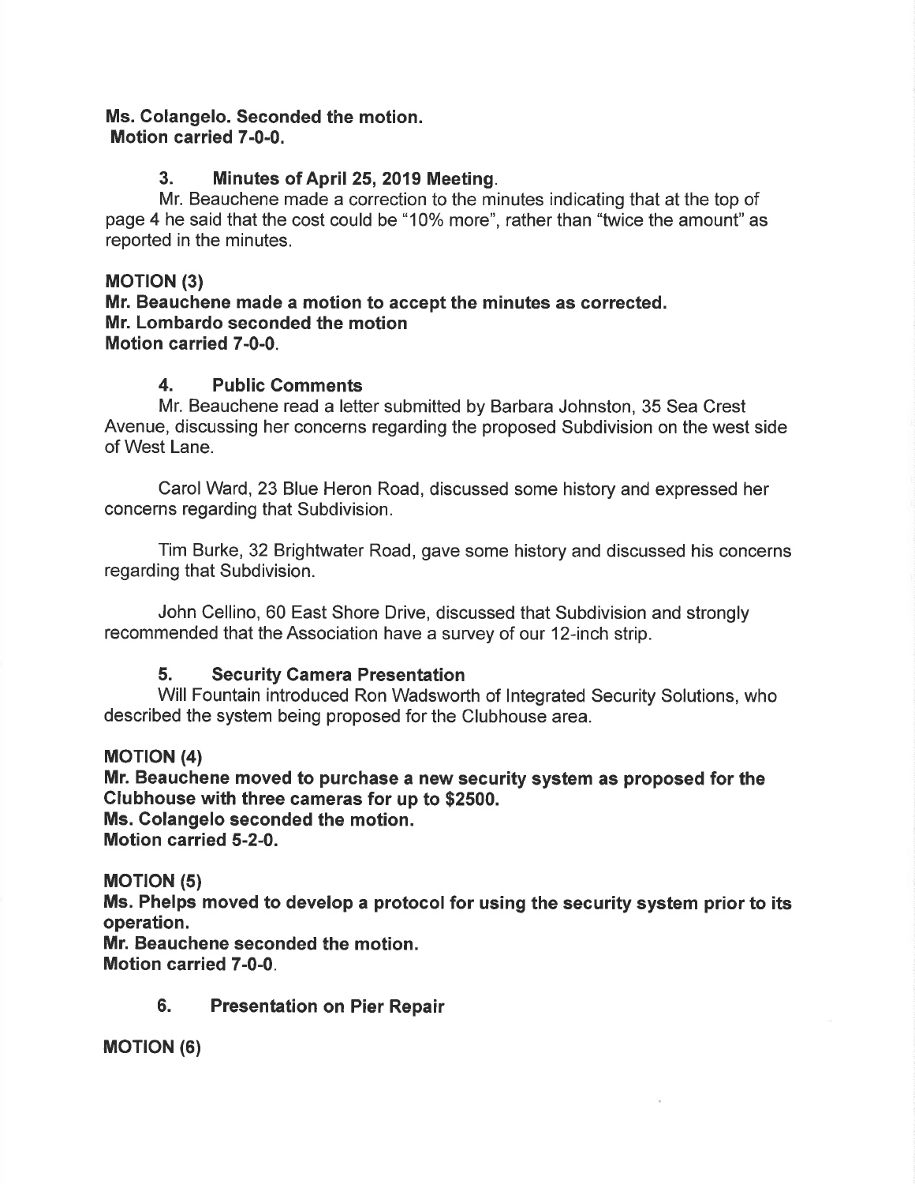**Ms. Colangelo. Seconded the motion.**
**Motion carried 7-0-0.**

### 3. Minutes of April 25, 2019 Meeting.

Mr. Beauchene made a correction to the minutes indicating that at the top of page 4 he said that the cost could be "10% more", rather than "twice the amount" as reported in the minutes.

**MOTION (3)**
**Mr. Beauchene made a motion to accept the minutes as corrected.**
**Mr. Lombardo seconded the motion**
**Motion carried 7-0-0.**

### 4. Public Comments

Mr. Beauchene read a letter submitted by Barbara Johnston, 35 Sea Crest Avenue, discussing her concerns regarding the proposed Subdivision on the west side of West Lane.

Carol Ward, 23 Blue Heron Road, discussed some history and expressed her concerns regarding that Subdivision.

Tim Burke, 32 Brightwater Road, gave some history and discussed his concerns regarding that Subdivision.

John Cellino, 60 East Shore Drive, discussed that Subdivision and strongly recommended that the Association have a survey of our 12-inch strip.

### 5. Security Camera Presentation

Will Fountain introduced Ron Wadsworth of Integrated Security Solutions, who described the system being proposed for the Clubhouse area.

**MOTION (4)**
**Mr. Beauchene moved to purchase a new security system as proposed for the Clubhouse with three cameras for up to $2500.**
**Ms. Colangelo seconded the motion.**
**Motion carried 5-2-0.**

**MOTION (5)**
**Ms. Phelps moved to develop a protocol for using the security system prior to its operation.**
**Mr. Beauchene seconded the motion.**
**Motion carried 7-0-0.**

### 6. Presentation on Pier Repair

**MOTION (6)**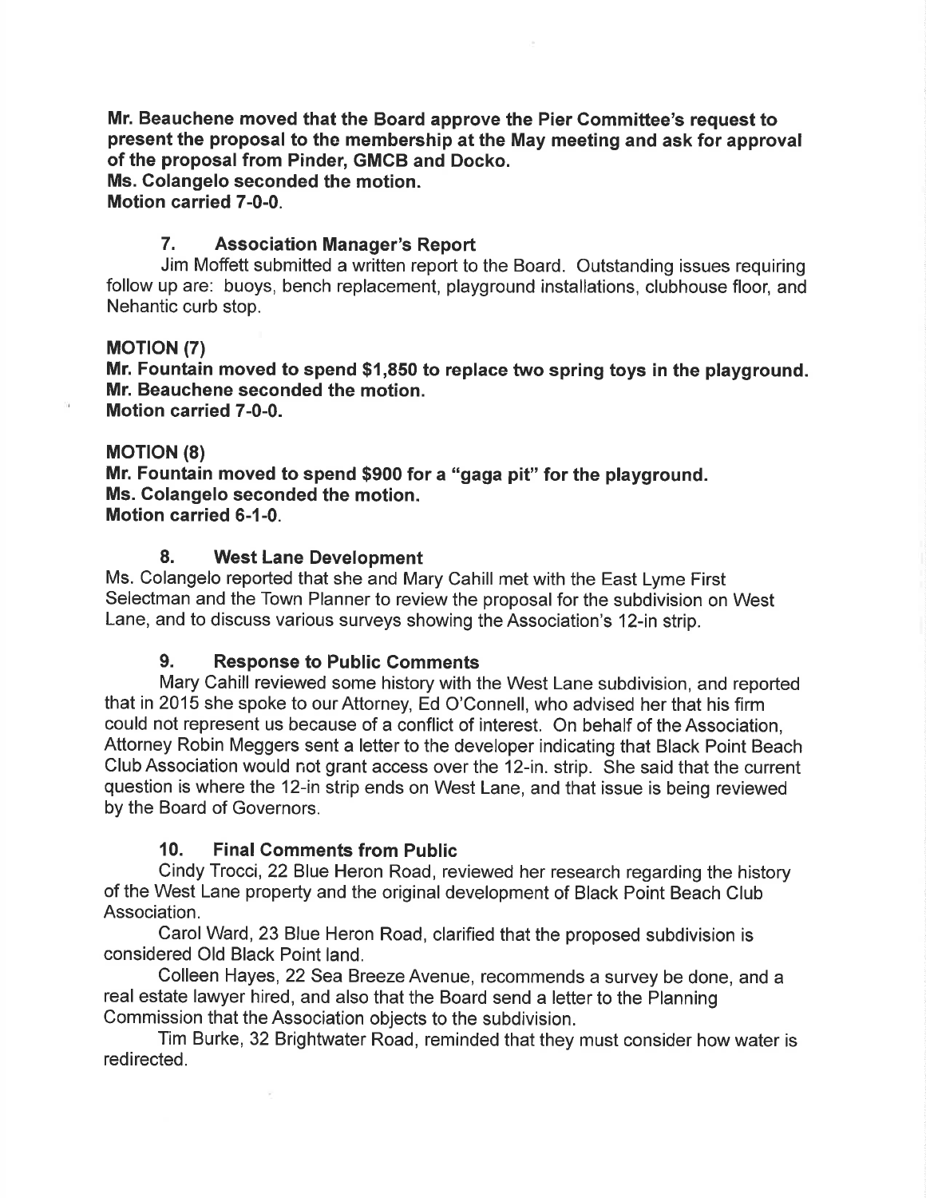**Mr. Beauchene moved that the Board approve the Pier Committee's request to present the proposal to the membership at the May meeting and ask for approval of the proposal from Pinder, GMCB and Docko.**
**Ms. Colangelo seconded the motion.**
**Motion carried 7-0-0.**

### 7. Association Manager's Report

Jim Moffett submitted a written report to the Board. Outstanding issues requiring follow up are: buoys, bench replacement, playground installations, clubhouse floor, and Nehantic curb stop.

**MOTION (7)**
**Mr. Fountain moved to spend $1,850 to replace two spring toys in the playground.**
**Mr. Beauchene seconded the motion.**
**Motion carried 7-0-0.**

**MOTION (8)**
**Mr. Fountain moved to spend $900 for a "gaga pit" for the playground.**
**Ms. Colangelo seconded the motion.**
**Motion carried 6-1-0.**

### 8. West Lane Development

Ms. Colangelo reported that she and Mary Cahill met with the East Lyme First Selectman and the Town Planner to review the proposal for the subdivision on West Lane, and to discuss various surveys showing the Association's 12-in strip.

### 9. Response to Public Comments

Mary Cahill reviewed some history with the West Lane subdivision, and reported that in 2015 she spoke to our Attorney, Ed O'Connell, who advised her that his firm could not represent us because of a conflict of interest. On behalf of the Association, Attorney Robin Meggers sent a letter to the developer indicating that Black Point Beach Club Association would not grant access over the 12-in. strip. She said that the current question is where the 12-in strip ends on West Lane, and that issue is being reviewed by the Board of Governors.

### 10. Final Comments from Public

Cindy Trocci, 22 Blue Heron Road, reviewed her research regarding the history of the West Lane property and the original development of Black Point Beach Club Association.

Carol Ward, 23 Blue Heron Road, clarified that the proposed subdivision is considered Old Black Point land.

Colleen Hayes, 22 Sea Breeze Avenue, recommends a survey be done, and a real estate lawyer hired, and also that the Board send a letter to the Planning Commission that the Association objects to the subdivision.

Tim Burke, 32 Brightwater Road, reminded that they must consider how water is redirected.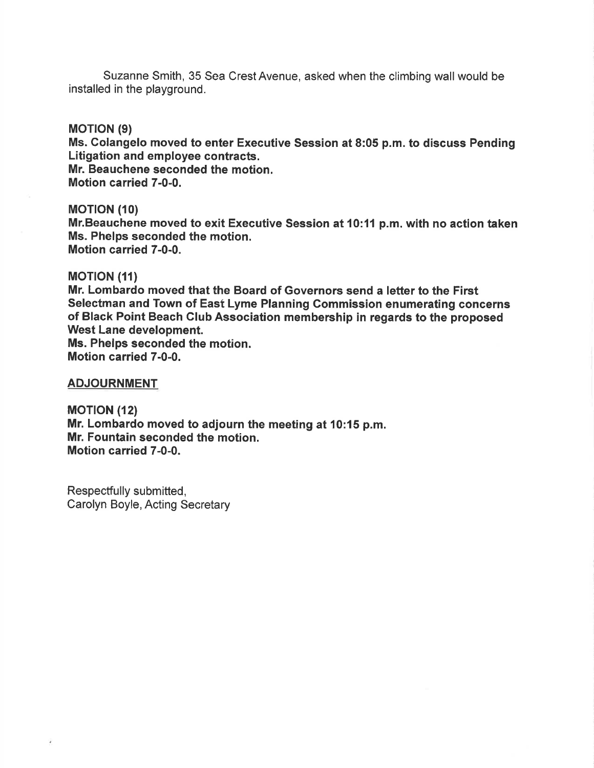Suzanne Smith, 35 Sea Crest Avenue, asked when the climbing wall would be installed in the playground.

**MOTION (9)**
**Ms. Colangelo moved to enter Executive Session at 8:05 p.m. to discuss Pending Litigation and employee contracts.**
**Mr. Beauchene seconded the motion.**
**Motion carried 7-0-0.**

**MOTION (10)**
**Mr.Beauchene moved to exit Executive Session at 10:11 p.m. with no action taken**
**Ms. Phelps seconded the motion.**
**Motion carried 7-0-0.**

**MOTION (11)**
**Mr. Lombardo moved that the Board of Governors send a letter to the First Selectman and Town of East Lyme Planning Commission enumerating concerns of Black Point Beach Club Association membership in regards to the proposed West Lane development.**
**Ms. Phelps seconded the motion.**
**Motion carried 7-0-0.**

**ADJOURNMENT**

**MOTION (12)**
**Mr. Lombardo moved to adjourn the meeting at 10:15 p.m.**
**Mr. Fountain seconded the motion.**
**Motion carried 7-0-0.**

Respectfully submitted,
Carolyn Boyle, Acting Secretary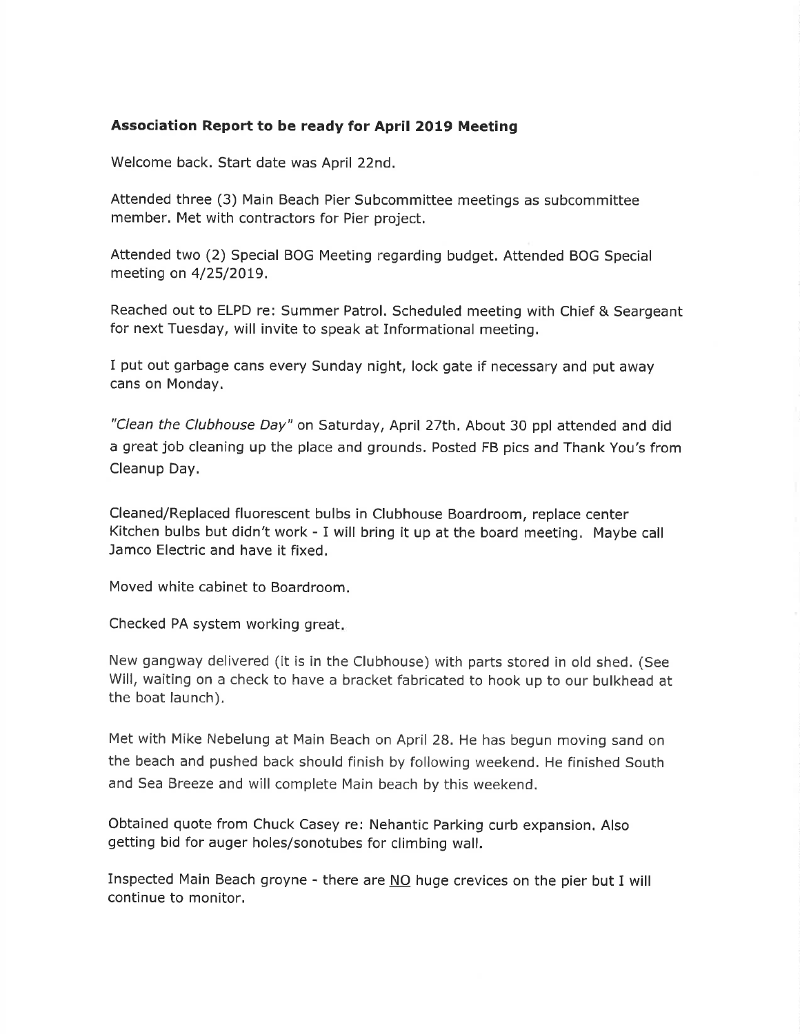**Association Report to be ready for April 2019 Meeting**

Welcome back. Start date was April 22nd.

Attended three (3) Main Beach Pier Subcommittee meetings as subcommittee member. Met with contractors for Pier project.

Attended two (2) Special BOG Meeting regarding budget. Attended BOG Special meeting on 4/25/2019.

Reached out to ELPD re: Summer Patrol. Scheduled meeting with Chief & Seargeant for next Tuesday, will invite to speak at Informational meeting.

I put out garbage cans every Sunday night, lock gate if necessary and put away cans on Monday.

*"Clean the Clubhouse Day"* on Saturday, April 27th. About 30 ppl attended and did a great job cleaning up the place and grounds. Posted FB pics and Thank You's from Cleanup Day.

Cleaned/Replaced fluorescent bulbs in Clubhouse Boardroom, replace center Kitchen bulbs but didn't work - I will bring it up at the board meeting. Maybe call Jamco Electric and have it fixed.

Moved white cabinet to Boardroom.

Checked PA system working great.

New gangway delivered (it is in the Clubhouse) with parts stored in old shed. (See Will, waiting on a check to have a bracket fabricated to hook up to our bulkhead at the boat launch).

Met with Mike Nebelung at Main Beach on April 28. He has begun moving sand on the beach and pushed back should finish by following weekend. He finished South and Sea Breeze and will complete Main beach by this weekend.

Obtained quote from Chuck Casey re: Nehantic Parking curb expansion. Also getting bid for auger holes/sonotubes for climbing wall.

Inspected Main Beach groyne - there are <u>NO</u> huge crevices on the pier but I will continue to monitor.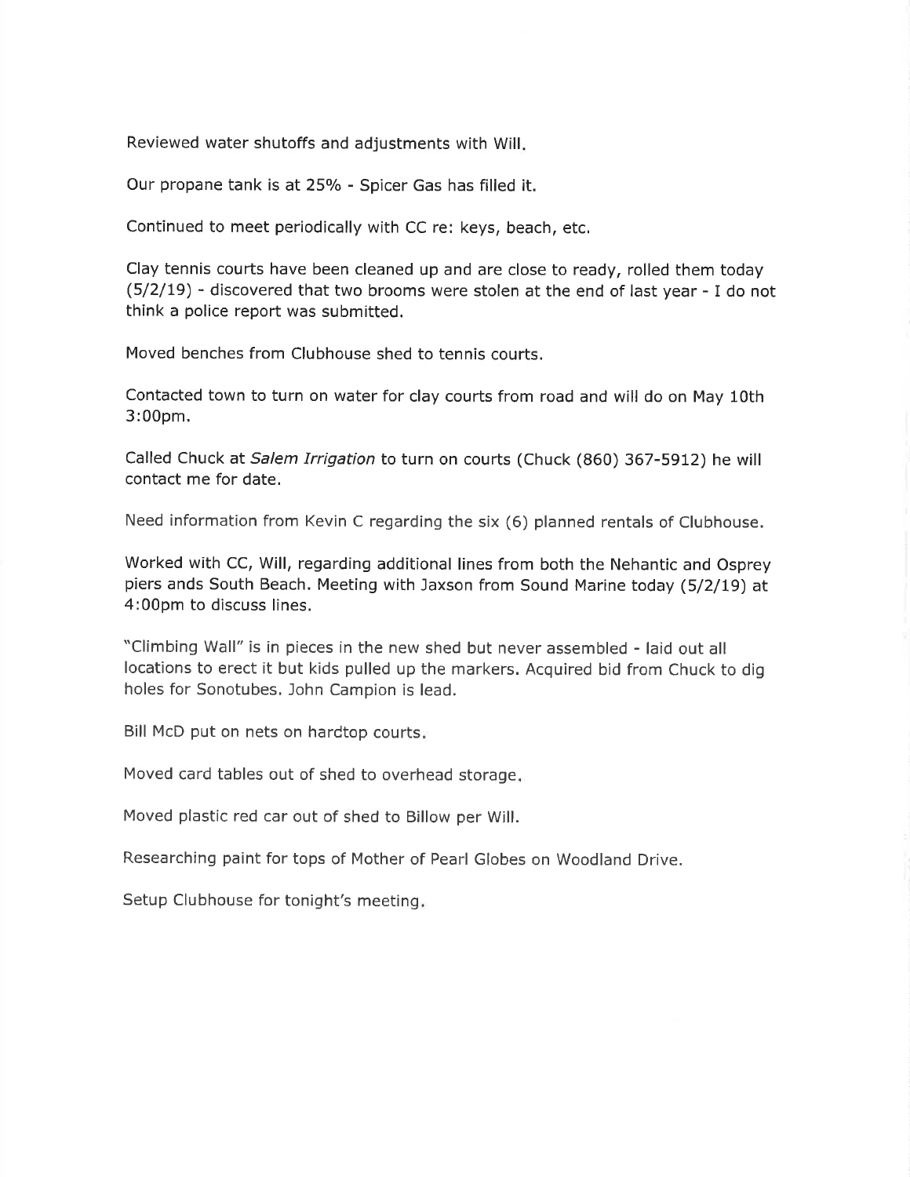Reviewed water shutoffs and adjustments with Will.

Our propane tank is at 25% - Spicer Gas has filled it.

Continued to meet periodically with CC re: keys, beach, etc.

Clay tennis courts have been cleaned up and are close to ready, rolled them today (5/2/19) - discovered that two brooms were stolen at the end of last year - I do not think a police report was submitted.

Moved benches from Clubhouse shed to tennis courts.

Contacted town to turn on water for clay courts from road and will do on May 10th 3:00pm.

Called Chuck at *Salem Irrigation* to turn on courts (Chuck (860) 367-5912) he will contact me for date.

Need information from Kevin C regarding the six (6) planned rentals of Clubhouse.

Worked with CC, Will, regarding additional lines from both the Nehantic and Osprey piers ands South Beach. Meeting with Jaxson from Sound Marine today (5/2/19) at 4:00pm to discuss lines.

"Climbing Wall" is in pieces in the new shed but never assembled - laid out all locations to erect it but kids pulled up the markers. Acquired bid from Chuck to dig holes for Sonotubes. John Campion is lead.

Bill McD put on nets on hardtop courts.

Moved card tables out of shed to overhead storage.

Moved plastic red car out of shed to Billow per Will.

Researching paint for tops of Mother of Pearl Globes on Woodland Drive.

Setup Clubhouse for tonight's meeting.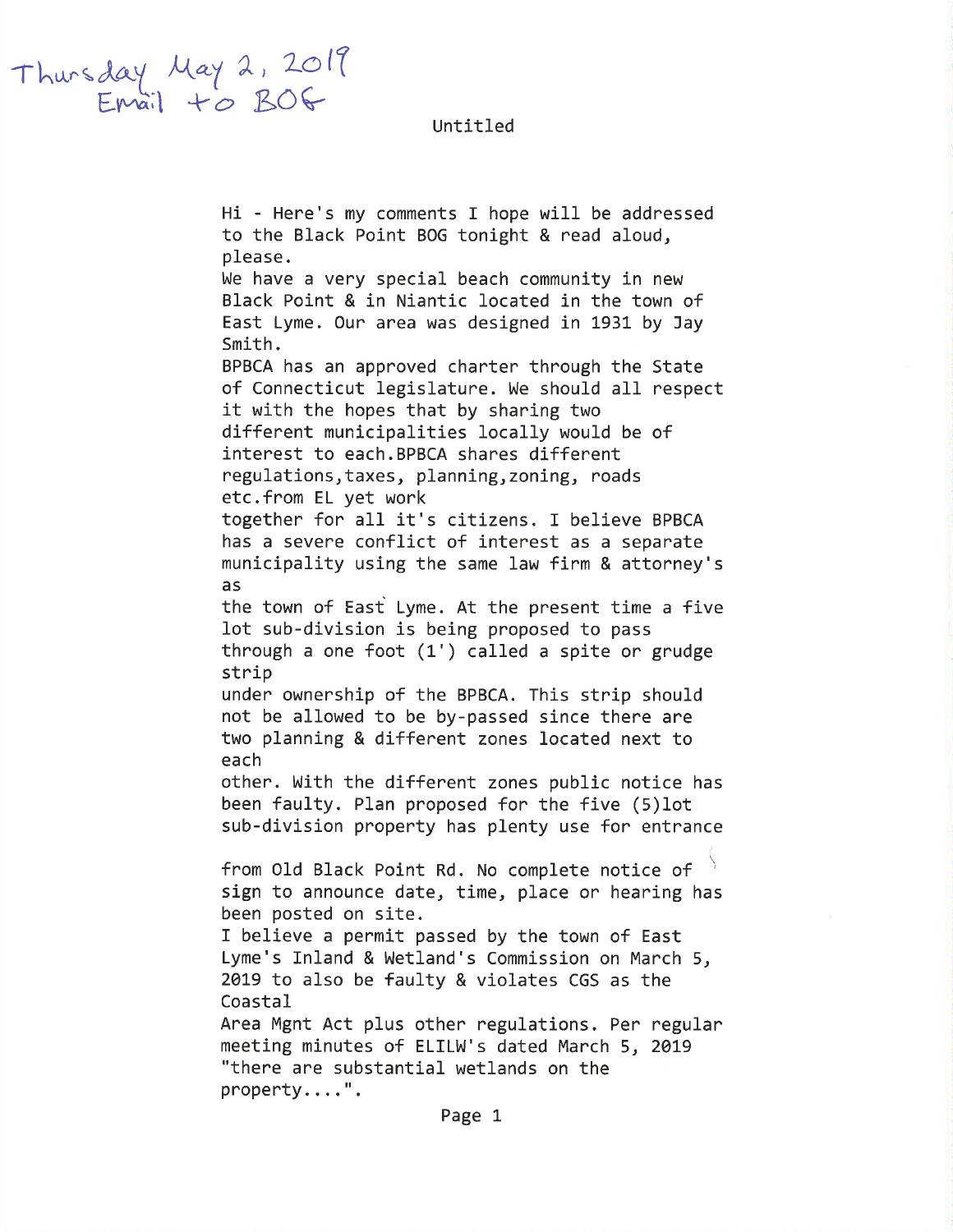Thursday May 2, 2019
Email to BOG

Untitled

Hi - Here's my comments I hope will be addressed to the Black Point BOG tonight & read aloud, please.

We have a very special beach community in new Black Point & in Niantic located in the town of East Lyme. Our area was designed in 1931 by Jay Smith.

BPBCA has an approved charter through the State of Connecticut legislature. We should all respect it with the hopes that by sharing two different municipalities locally would be of interest to each.BPBCA shares different regulations,taxes, planning,zoning, roads etc.from EL yet work together for all it's citizens. I believe BPBCA has a severe conflict of interest as a separate municipality using the same law firm & attorney's as the town of East Lyme. At the present time a five lot sub-division is being proposed to pass through a one foot (1') called a spite or grudge strip under ownership of the BPBCA. This strip should not be allowed to be by-passed since there are two planning & different zones located next to each other. With the different zones public notice has been faulty. Plan proposed for the five (5)lot sub-division property has plenty use for entrance from Old Black Point Rd. No complete notice of sign to announce date, time, place or hearing has been posted on site.

I believe a permit passed by the town of East Lyme's Inland & Wetland's Commission on March 5, 2019 to also be faulty & violates CGS as the Coastal Area Mgnt Act plus other regulations. Per regular meeting minutes of ELILW's dated March 5, 2019 "there are substantial wetlands on the property....".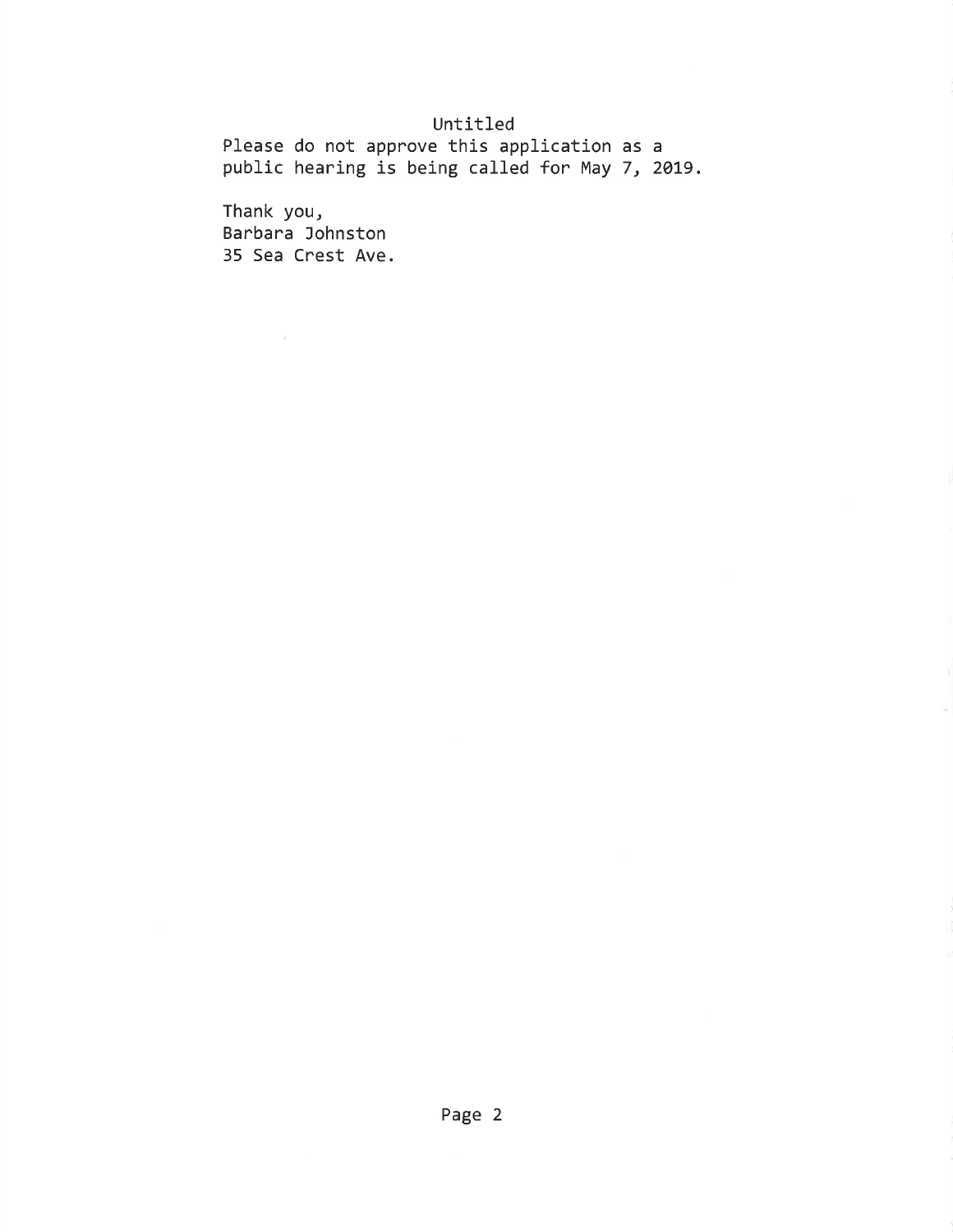Untitled

Please do not approve this application as a public hearing is being called for May 7, 2019.

Thank you,
Barbara Johnston
35 Sea Crest Ave.